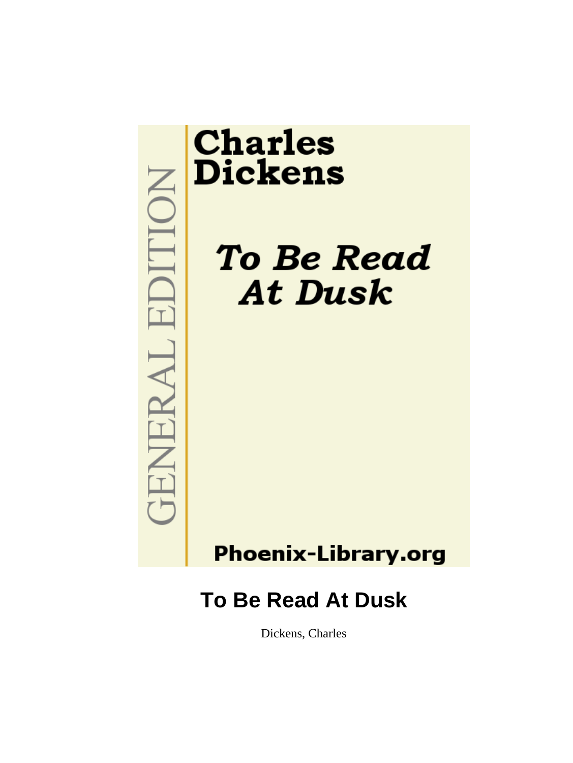GENERAL EDITION

**Charles Dickens**

***To Be Read At Dusk***

**Phoenix-Library.org**

# To Be Read At Dusk

Dickens, Charles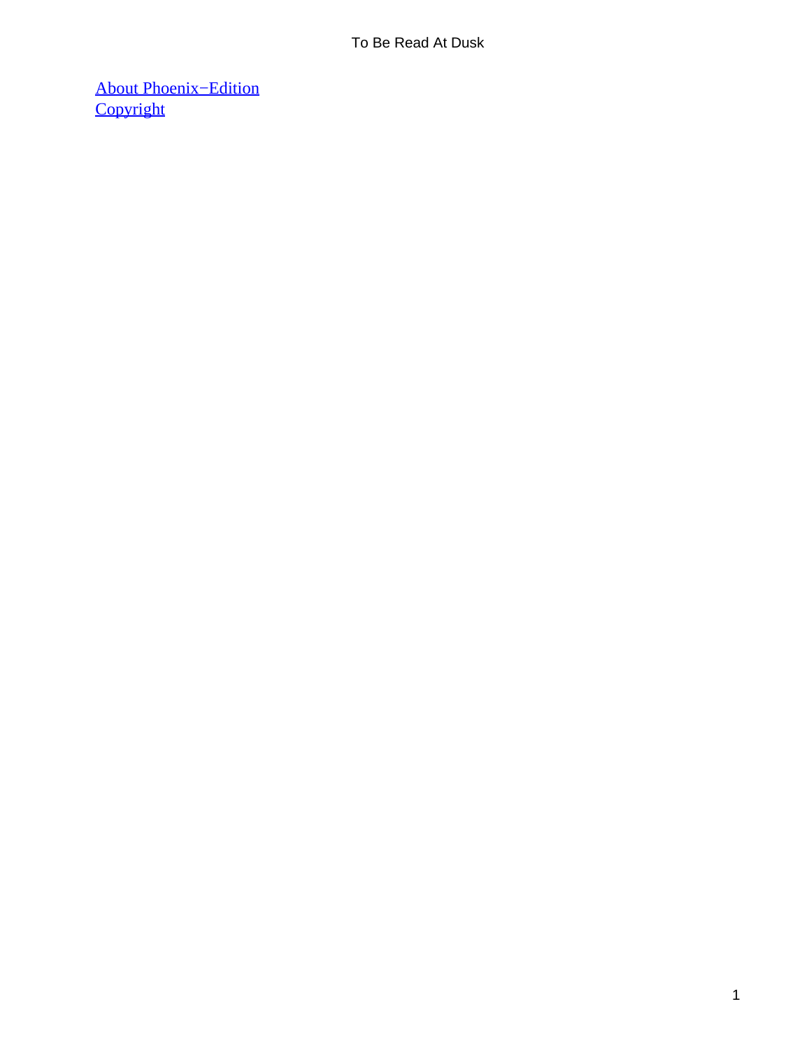About Phoenix−Edition
Copyright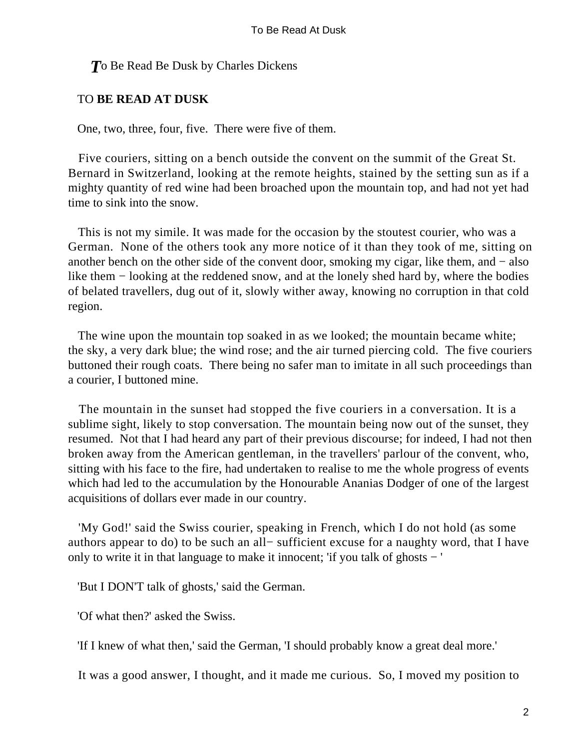*T*o Be Read Be Dusk by Charles Dickens

TO **BE READ AT DUSK**

One, two, three, four, five. There were five of them.

Five couriers, sitting on a bench outside the convent on the summit of the Great St. Bernard in Switzerland, looking at the remote heights, stained by the setting sun as if a mighty quantity of red wine had been broached upon the mountain top, and had not yet had time to sink into the snow.

This is not my simile. It was made for the occasion by the stoutest courier, who was a German. None of the others took any more notice of it than they took of me, sitting on another bench on the other side of the convent door, smoking my cigar, like them, and − also like them − looking at the reddened snow, and at the lonely shed hard by, where the bodies of belated travellers, dug out of it, slowly wither away, knowing no corruption in that cold region.

The wine upon the mountain top soaked in as we looked; the mountain became white; the sky, a very dark blue; the wind rose; and the air turned piercing cold. The five couriers buttoned their rough coats. There being no safer man to imitate in all such proceedings than a courier, I buttoned mine.

The mountain in the sunset had stopped the five couriers in a conversation. It is a sublime sight, likely to stop conversation. The mountain being now out of the sunset, they resumed. Not that I had heard any part of their previous discourse; for indeed, I had not then broken away from the American gentleman, in the travellers' parlour of the convent, who, sitting with his face to the fire, had undertaken to realise to me the whole progress of events which had led to the accumulation by the Honourable Ananias Dodger of one of the largest acquisitions of dollars ever made in our country.

'My God!' said the Swiss courier, speaking in French, which I do not hold (as some authors appear to do) to be such an all− sufficient excuse for a naughty word, that I have only to write it in that language to make it innocent; 'if you talk of ghosts − '

'But I DON'T talk of ghosts,' said the German.

'Of what then?' asked the Swiss.

'If I knew of what then,' said the German, 'I should probably know a great deal more.'

It was a good answer, I thought, and it made me curious. So, I moved my position to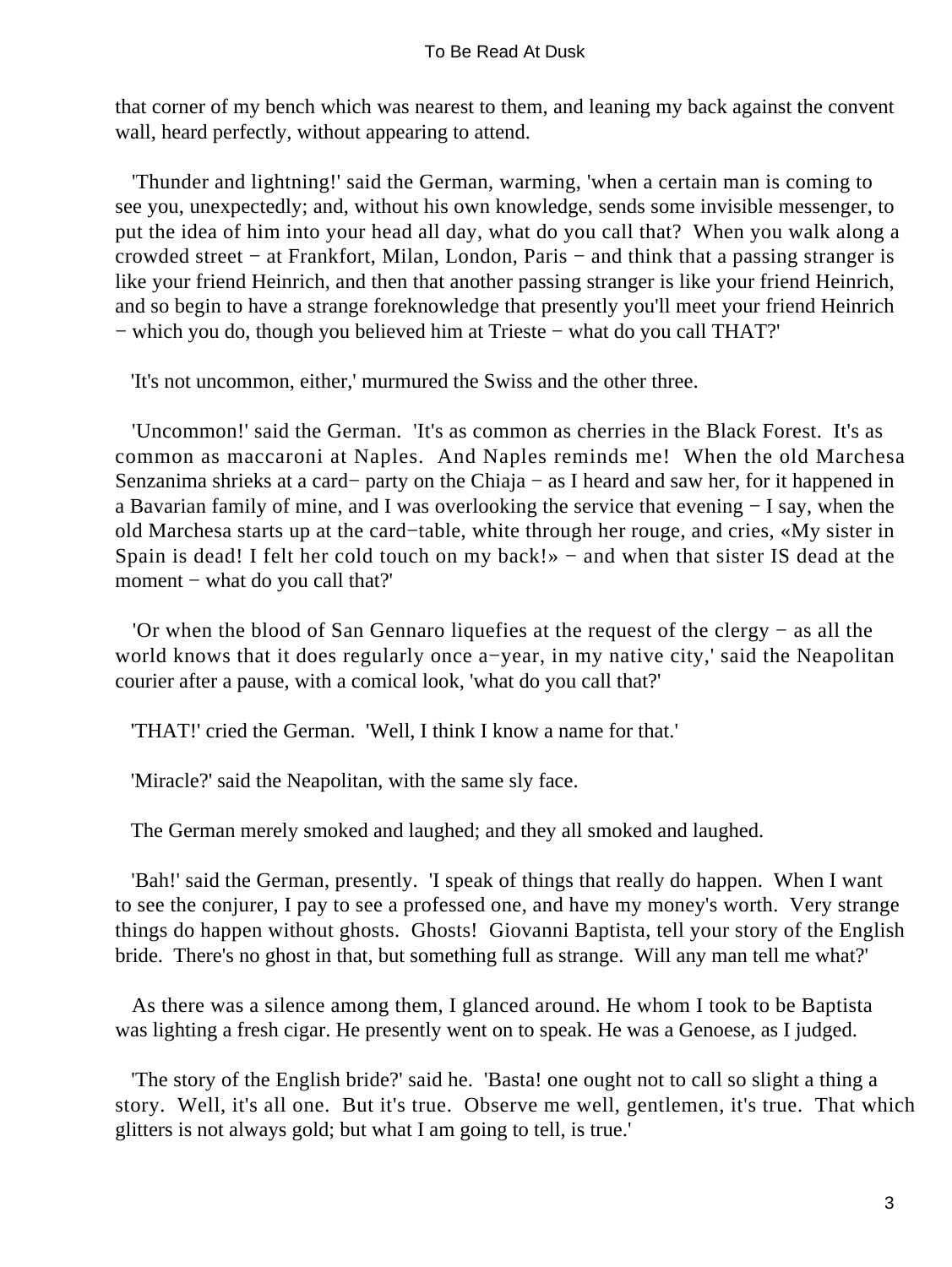that corner of my bench which was nearest to them, and leaning my back against the convent wall, heard perfectly, without appearing to attend.

'Thunder and lightning!' said the German, warming, 'when a certain man is coming to see you, unexpectedly; and, without his own knowledge, sends some invisible messenger, to put the idea of him into your head all day, what do you call that? When you walk along a crowded street − at Frankfort, Milan, London, Paris − and think that a passing stranger is like your friend Heinrich, and then that another passing stranger is like your friend Heinrich, and so begin to have a strange foreknowledge that presently you'll meet your friend Heinrich − which you do, though you believed him at Trieste − what do you call THAT?'

'It's not uncommon, either,' murmured the Swiss and the other three.

'Uncommon!' said the German. 'It's as common as cherries in the Black Forest. It's as common as maccaroni at Naples. And Naples reminds me! When the old Marchesa Senzanima shrieks at a card− party on the Chiaja − as I heard and saw her, for it happened in a Bavarian family of mine, and I was overlooking the service that evening − I say, when the old Marchesa starts up at the card−table, white through her rouge, and cries, «My sister in Spain is dead! I felt her cold touch on my back!» − and when that sister IS dead at the moment − what do you call that?'

'Or when the blood of San Gennaro liquefies at the request of the clergy − as all the world knows that it does regularly once a−year, in my native city,' said the Neapolitan courier after a pause, with a comical look, 'what do you call that?'

'THAT!' cried the German. 'Well, I think I know a name for that.'

'Miracle?' said the Neapolitan, with the same sly face.

The German merely smoked and laughed; and they all smoked and laughed.

'Bah!' said the German, presently. 'I speak of things that really do happen. When I want to see the conjurer, I pay to see a professed one, and have my money's worth. Very strange things do happen without ghosts. Ghosts! Giovanni Baptista, tell your story of the English bride. There's no ghost in that, but something full as strange. Will any man tell me what?'

As there was a silence among them, I glanced around. He whom I took to be Baptista was lighting a fresh cigar. He presently went on to speak. He was a Genoese, as I judged.

'The story of the English bride?' said he. 'Basta! one ought not to call so slight a thing a story. Well, it's all one. But it's true. Observe me well, gentlemen, it's true. That which glitters is not always gold; but what I am going to tell, is true.'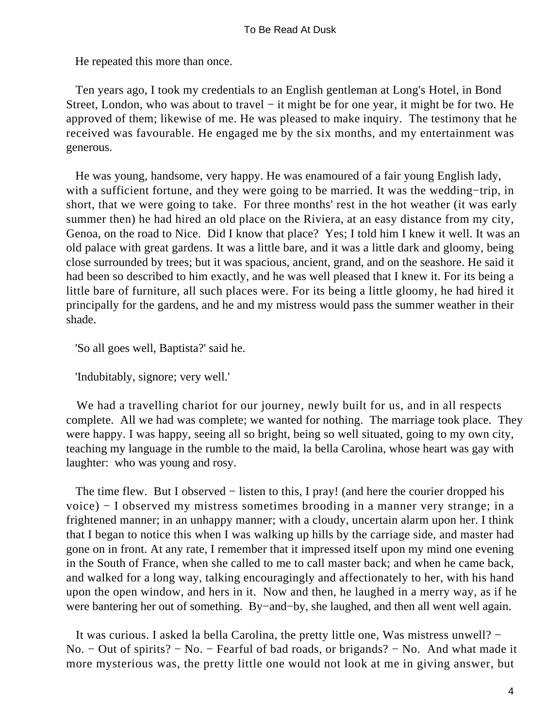He repeated this more than once.

Ten years ago, I took my credentials to an English gentleman at Long's Hotel, in Bond Street, London, who was about to travel − it might be for one year, it might be for two. He approved of them; likewise of me. He was pleased to make inquiry. The testimony that he received was favourable. He engaged me by the six months, and my entertainment was generous.

He was young, handsome, very happy. He was enamoured of a fair young English lady, with a sufficient fortune, and they were going to be married. It was the wedding−trip, in short, that we were going to take. For three months' rest in the hot weather (it was early summer then) he had hired an old place on the Riviera, at an easy distance from my city, Genoa, on the road to Nice. Did I know that place? Yes; I told him I knew it well. It was an old palace with great gardens. It was a little bare, and it was a little dark and gloomy, being close surrounded by trees; but it was spacious, ancient, grand, and on the seashore. He said it had been so described to him exactly, and he was well pleased that I knew it. For its being a little bare of furniture, all such places were. For its being a little gloomy, he had hired it principally for the gardens, and he and my mistress would pass the summer weather in their shade.

'So all goes well, Baptista?' said he.

'Indubitably, signore; very well.'

We had a travelling chariot for our journey, newly built for us, and in all respects complete. All we had was complete; we wanted for nothing. The marriage took place. They were happy. I was happy, seeing all so bright, being so well situated, going to my own city, teaching my language in the rumble to the maid, la bella Carolina, whose heart was gay with laughter: who was young and rosy.

The time flew. But I observed − listen to this, I pray! (and here the courier dropped his voice) − I observed my mistress sometimes brooding in a manner very strange; in a frightened manner; in an unhappy manner; with a cloudy, uncertain alarm upon her. I think that I began to notice this when I was walking up hills by the carriage side, and master had gone on in front. At any rate, I remember that it impressed itself upon my mind one evening in the South of France, when she called to me to call master back; and when he came back, and walked for a long way, talking encouragingly and affectionately to her, with his hand upon the open window, and hers in it. Now and then, he laughed in a merry way, as if he were bantering her out of something. By−and−by, she laughed, and then all went well again.

It was curious. I asked la bella Carolina, the pretty little one, Was mistress unwell? − No. − Out of spirits? − No. − Fearful of bad roads, or brigands? − No. And what made it more mysterious was, the pretty little one would not look at me in giving answer, but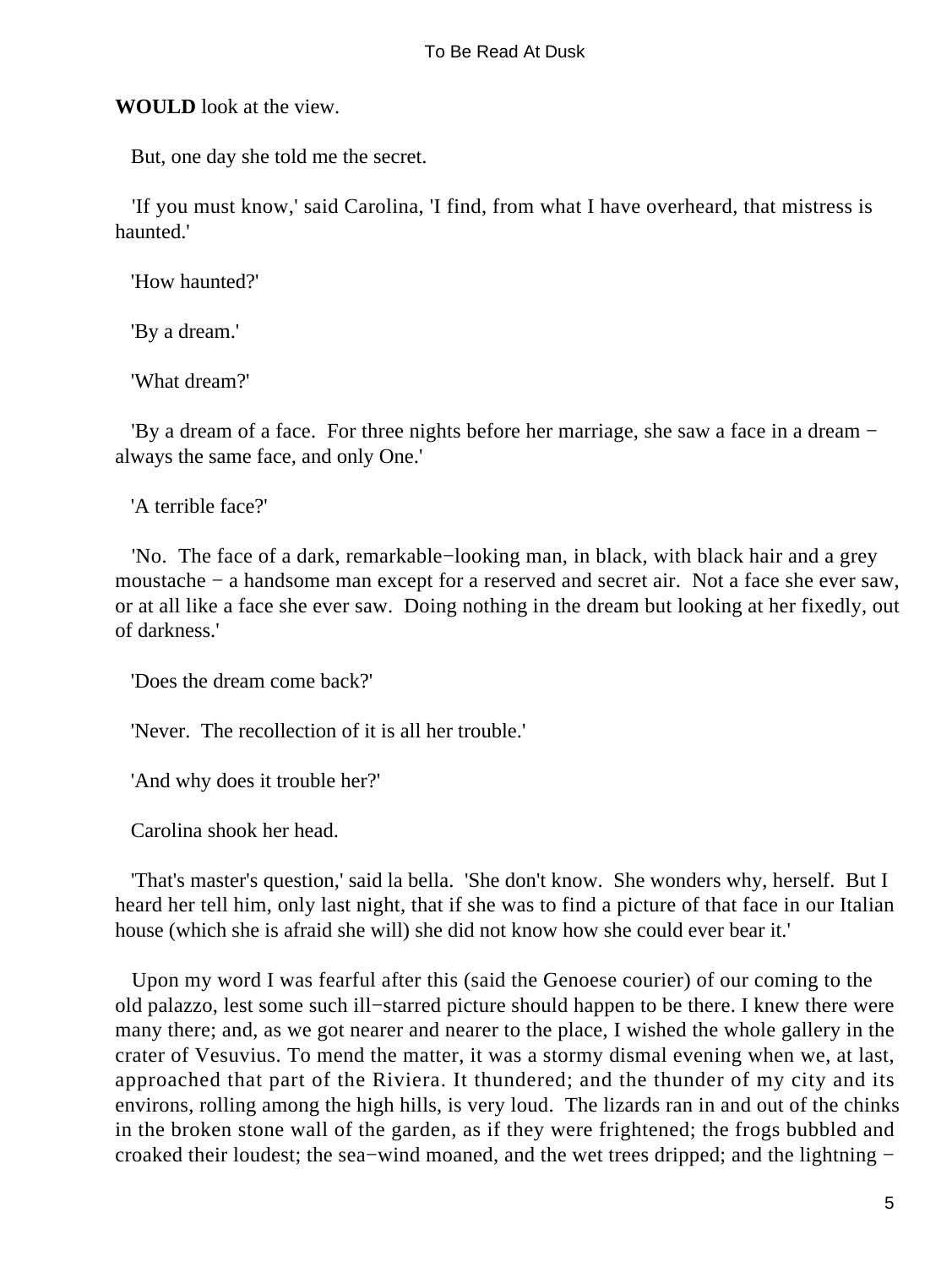**WOULD** look at the view.

But, one day she told me the secret.

'If you must know,' said Carolina, 'I find, from what I have overheard, that mistress is haunted.'

'How haunted?'

'By a dream.'

'What dream?'

'By a dream of a face. For three nights before her marriage, she saw a face in a dream − always the same face, and only One.'

'A terrible face?'

'No. The face of a dark, remarkable−looking man, in black, with black hair and a grey moustache − a handsome man except for a reserved and secret air. Not a face she ever saw, or at all like a face she ever saw. Doing nothing in the dream but looking at her fixedly, out of darkness.'

'Does the dream come back?'

'Never. The recollection of it is all her trouble.'

'And why does it trouble her?'

Carolina shook her head.

'That's master's question,' said la bella. 'She don't know. She wonders why, herself. But I heard her tell him, only last night, that if she was to find a picture of that face in our Italian house (which she is afraid she will) she did not know how she could ever bear it.'

Upon my word I was fearful after this (said the Genoese courier) of our coming to the old palazzo, lest some such ill−starred picture should happen to be there. I knew there were many there; and, as we got nearer and nearer to the place, I wished the whole gallery in the crater of Vesuvius. To mend the matter, it was a stormy dismal evening when we, at last, approached that part of the Riviera. It thundered; and the thunder of my city and its environs, rolling among the high hills, is very loud. The lizards ran in and out of the chinks in the broken stone wall of the garden, as if they were frightened; the frogs bubbled and croaked their loudest; the sea−wind moaned, and the wet trees dripped; and the lightning −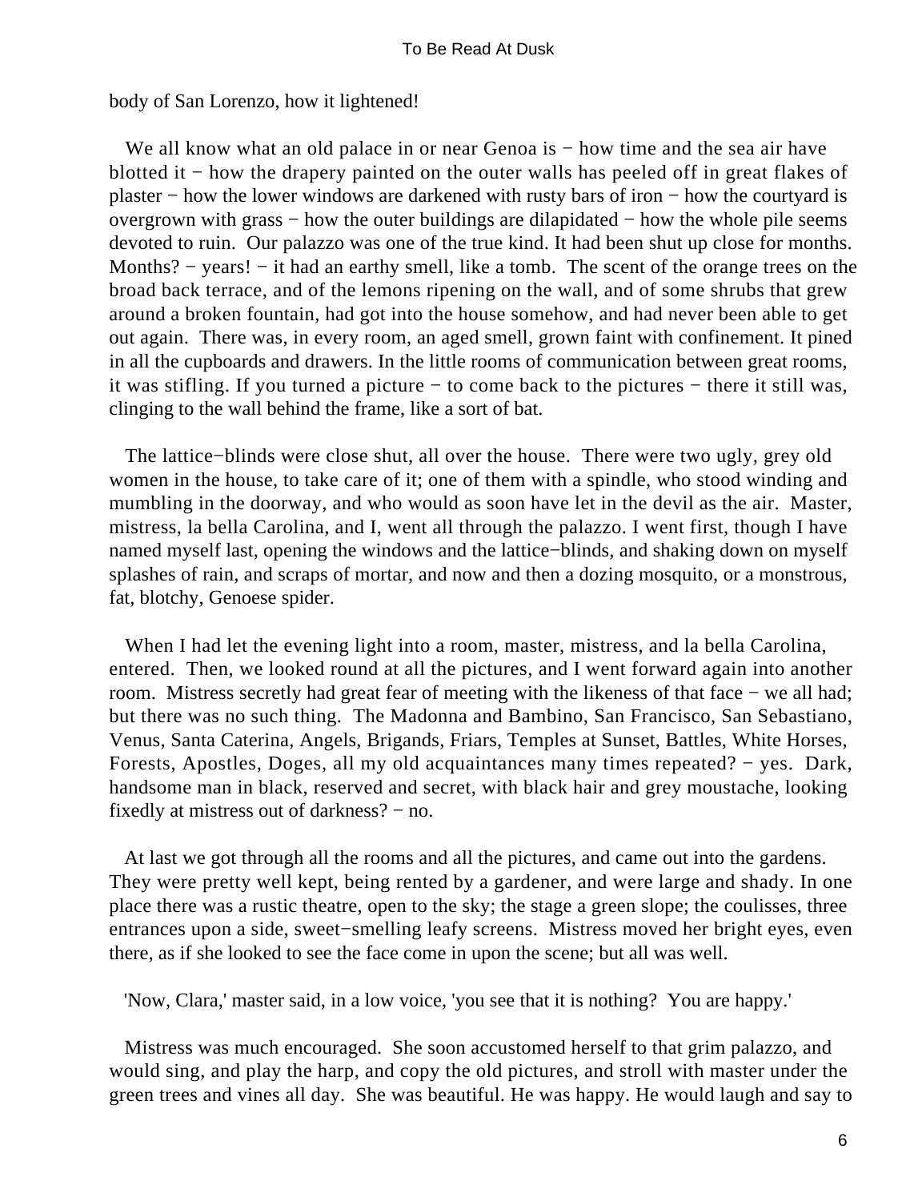body of San Lorenzo, how it lightened!

We all know what an old palace in or near Genoa is − how time and the sea air have blotted it − how the drapery painted on the outer walls has peeled off in great flakes of plaster − how the lower windows are darkened with rusty bars of iron − how the courtyard is overgrown with grass − how the outer buildings are dilapidated − how the whole pile seems devoted to ruin. Our palazzo was one of the true kind. It had been shut up close for months. Months? − years! − it had an earthy smell, like a tomb. The scent of the orange trees on the broad back terrace, and of the lemons ripening on the wall, and of some shrubs that grew around a broken fountain, had got into the house somehow, and had never been able to get out again. There was, in every room, an aged smell, grown faint with confinement. It pined in all the cupboards and drawers. In the little rooms of communication between great rooms, it was stifling. If you turned a picture − to come back to the pictures − there it still was, clinging to the wall behind the frame, like a sort of bat.

The lattice−blinds were close shut, all over the house. There were two ugly, grey old women in the house, to take care of it; one of them with a spindle, who stood winding and mumbling in the doorway, and who would as soon have let in the devil as the air. Master, mistress, la bella Carolina, and I, went all through the palazzo. I went first, though I have named myself last, opening the windows and the lattice−blinds, and shaking down on myself splashes of rain, and scraps of mortar, and now and then a dozing mosquito, or a monstrous, fat, blotchy, Genoese spider.

When I had let the evening light into a room, master, mistress, and la bella Carolina, entered. Then, we looked round at all the pictures, and I went forward again into another room. Mistress secretly had great fear of meeting with the likeness of that face − we all had; but there was no such thing. The Madonna and Bambino, San Francisco, San Sebastiano, Venus, Santa Caterina, Angels, Brigands, Friars, Temples at Sunset, Battles, White Horses, Forests, Apostles, Doges, all my old acquaintances many times repeated? − yes. Dark, handsome man in black, reserved and secret, with black hair and grey moustache, looking fixedly at mistress out of darkness? − no.

At last we got through all the rooms and all the pictures, and came out into the gardens. They were pretty well kept, being rented by a gardener, and were large and shady. In one place there was a rustic theatre, open to the sky; the stage a green slope; the coulisses, three entrances upon a side, sweet−smelling leafy screens. Mistress moved her bright eyes, even there, as if she looked to see the face come in upon the scene; but all was well.

'Now, Clara,' master said, in a low voice, 'you see that it is nothing? You are happy.'

Mistress was much encouraged. She soon accustomed herself to that grim palazzo, and would sing, and play the harp, and copy the old pictures, and stroll with master under the green trees and vines all day. She was beautiful. He was happy. He would laugh and say to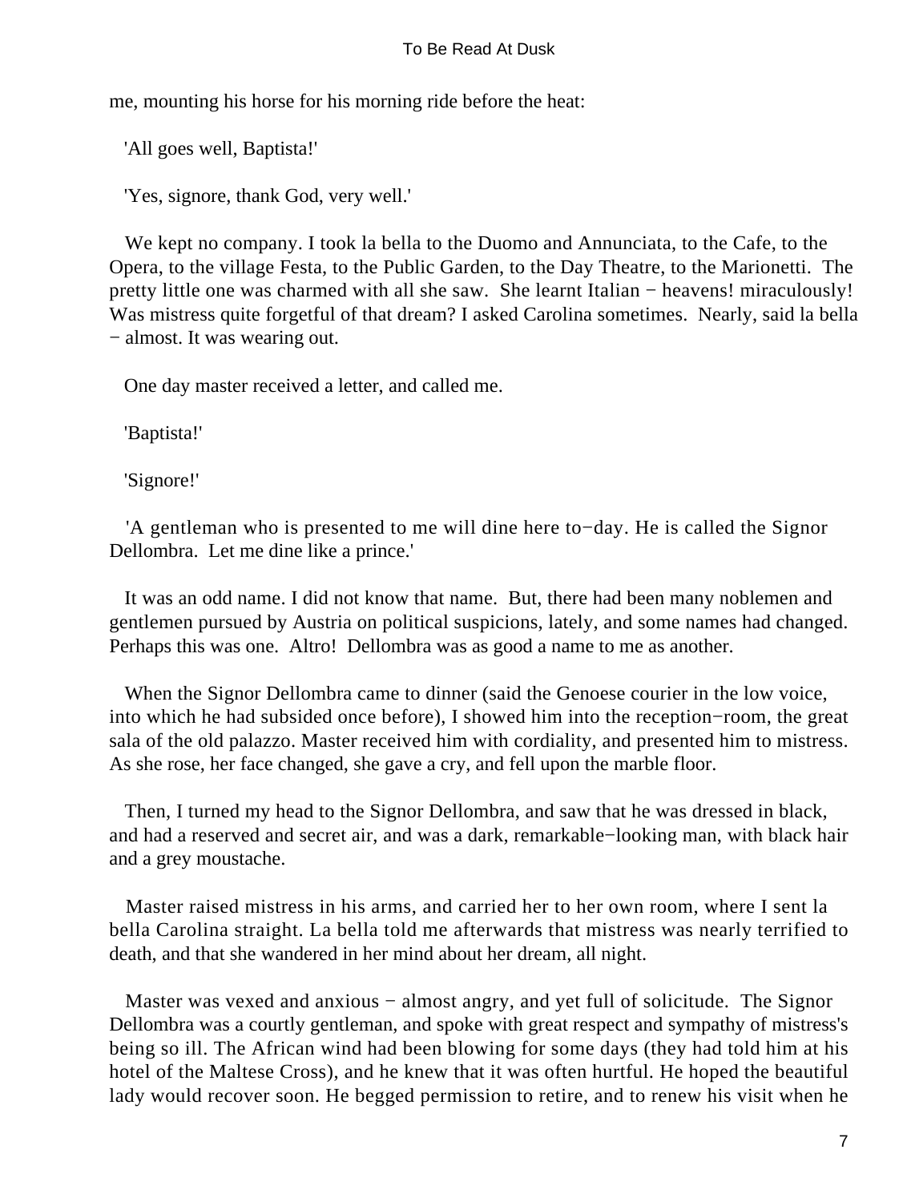me, mounting his horse for his morning ride before the heat:

'All goes well, Baptista!'

'Yes, signore, thank God, very well.'

We kept no company. I took la bella to the Duomo and Annunciata, to the Cafe, to the Opera, to the village Festa, to the Public Garden, to the Day Theatre, to the Marionetti. The pretty little one was charmed with all she saw. She learnt Italian − heavens! miraculously! Was mistress quite forgetful of that dream? I asked Carolina sometimes. Nearly, said la bella − almost. It was wearing out.

One day master received a letter, and called me.

'Baptista!'

'Signore!'

'A gentleman who is presented to me will dine here to−day. He is called the Signor Dellombra. Let me dine like a prince.'

It was an odd name. I did not know that name. But, there had been many noblemen and gentlemen pursued by Austria on political suspicions, lately, and some names had changed. Perhaps this was one. Altro! Dellombra was as good a name to me as another.

When the Signor Dellombra came to dinner (said the Genoese courier in the low voice, into which he had subsided once before), I showed him into the reception−room, the great sala of the old palazzo. Master received him with cordiality, and presented him to mistress. As she rose, her face changed, she gave a cry, and fell upon the marble floor.

Then, I turned my head to the Signor Dellombra, and saw that he was dressed in black, and had a reserved and secret air, and was a dark, remarkable−looking man, with black hair and a grey moustache.

Master raised mistress in his arms, and carried her to her own room, where I sent la bella Carolina straight. La bella told me afterwards that mistress was nearly terrified to death, and that she wandered in her mind about her dream, all night.

Master was vexed and anxious − almost angry, and yet full of solicitude. The Signor Dellombra was a courtly gentleman, and spoke with great respect and sympathy of mistress's being so ill. The African wind had been blowing for some days (they had told him at his hotel of the Maltese Cross), and he knew that it was often hurtful. He hoped the beautiful lady would recover soon. He begged permission to retire, and to renew his visit when he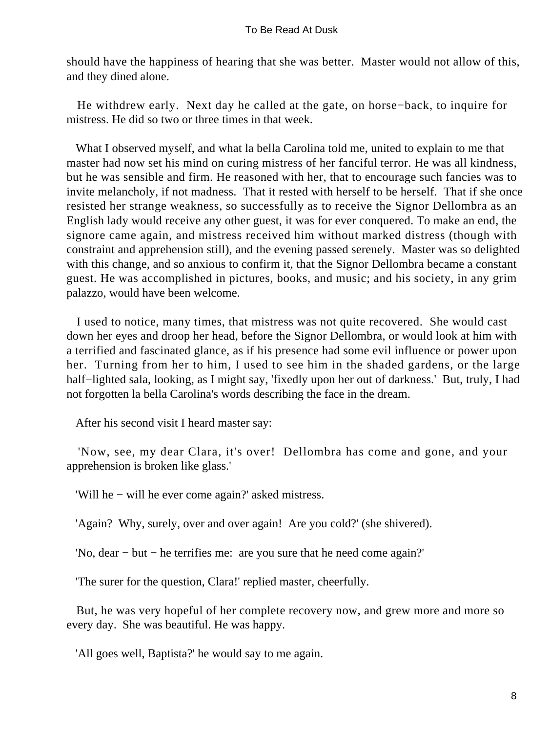should have the happiness of hearing that she was better. Master would not allow of this, and they dined alone.

He withdrew early. Next day he called at the gate, on horse−back, to inquire for mistress. He did so two or three times in that week.

What I observed myself, and what la bella Carolina told me, united to explain to me that master had now set his mind on curing mistress of her fanciful terror. He was all kindness, but he was sensible and firm. He reasoned with her, that to encourage such fancies was to invite melancholy, if not madness. That it rested with herself to be herself. That if she once resisted her strange weakness, so successfully as to receive the Signor Dellombra as an English lady would receive any other guest, it was for ever conquered. To make an end, the signore came again, and mistress received him without marked distress (though with constraint and apprehension still), and the evening passed serenely. Master was so delighted with this change, and so anxious to confirm it, that the Signor Dellombra became a constant guest. He was accomplished in pictures, books, and music; and his society, in any grim palazzo, would have been welcome.

I used to notice, many times, that mistress was not quite recovered. She would cast down her eyes and droop her head, before the Signor Dellombra, or would look at him with a terrified and fascinated glance, as if his presence had some evil influence or power upon her. Turning from her to him, I used to see him in the shaded gardens, or the large half−lighted sala, looking, as I might say, 'fixedly upon her out of darkness.' But, truly, I had not forgotten la bella Carolina's words describing the face in the dream.

After his second visit I heard master say:

'Now, see, my dear Clara, it's over! Dellombra has come and gone, and your apprehension is broken like glass.'

'Will he − will he ever come again?' asked mistress.

'Again? Why, surely, over and over again! Are you cold?' (she shivered).

'No, dear − but − he terrifies me: are you sure that he need come again?'

'The surer for the question, Clara!' replied master, cheerfully.

But, he was very hopeful of her complete recovery now, and grew more and more so every day. She was beautiful. He was happy.

'All goes well, Baptista?' he would say to me again.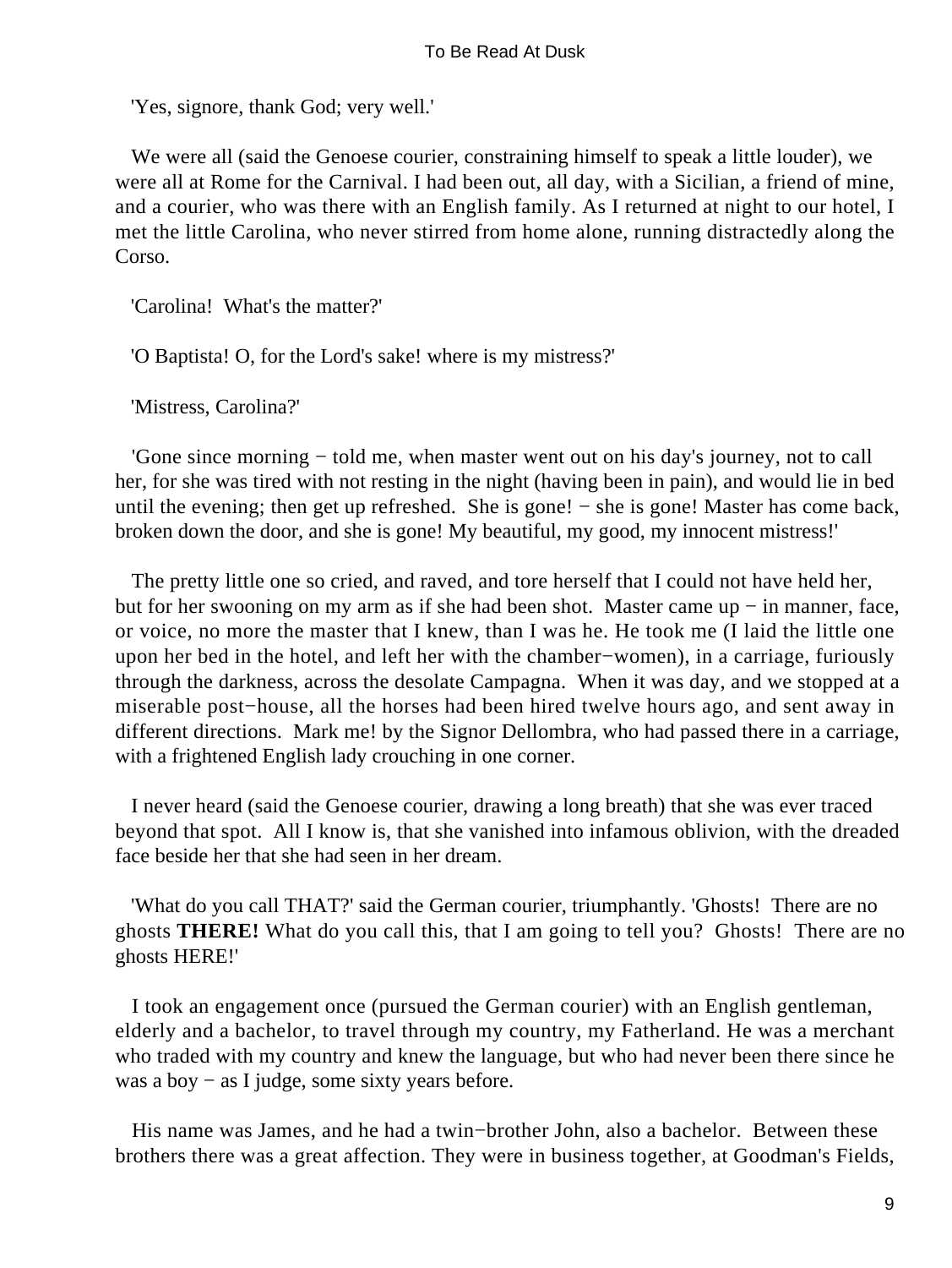'Yes, signore, thank God; very well.'

We were all (said the Genoese courier, constraining himself to speak a little louder), we were all at Rome for the Carnival. I had been out, all day, with a Sicilian, a friend of mine, and a courier, who was there with an English family. As I returned at night to our hotel, I met the little Carolina, who never stirred from home alone, running distractedly along the Corso.

'Carolina! What's the matter?'

'O Baptista! O, for the Lord's sake! where is my mistress?'

'Mistress, Carolina?'

'Gone since morning − told me, when master went out on his day's journey, not to call her, for she was tired with not resting in the night (having been in pain), and would lie in bed until the evening; then get up refreshed. She is gone! − she is gone! Master has come back, broken down the door, and she is gone! My beautiful, my good, my innocent mistress!'

The pretty little one so cried, and raved, and tore herself that I could not have held her, but for her swooning on my arm as if she had been shot. Master came up − in manner, face, or voice, no more the master that I knew, than I was he. He took me (I laid the little one upon her bed in the hotel, and left her with the chamber−women), in a carriage, furiously through the darkness, across the desolate Campagna. When it was day, and we stopped at a miserable post−house, all the horses had been hired twelve hours ago, and sent away in different directions. Mark me! by the Signor Dellombra, who had passed there in a carriage, with a frightened English lady crouching in one corner.

I never heard (said the Genoese courier, drawing a long breath) that she was ever traced beyond that spot. All I know is, that she vanished into infamous oblivion, with the dreaded face beside her that she had seen in her dream.

'What do you call THAT?' said the German courier, triumphantly. 'Ghosts! There are no ghosts **THERE!** What do you call this, that I am going to tell you? Ghosts! There are no ghosts HERE!'

I took an engagement once (pursued the German courier) with an English gentleman, elderly and a bachelor, to travel through my country, my Fatherland. He was a merchant who traded with my country and knew the language, but who had never been there since he was a boy − as I judge, some sixty years before.

His name was James, and he had a twin−brother John, also a bachelor. Between these brothers there was a great affection. They were in business together, at Goodman's Fields,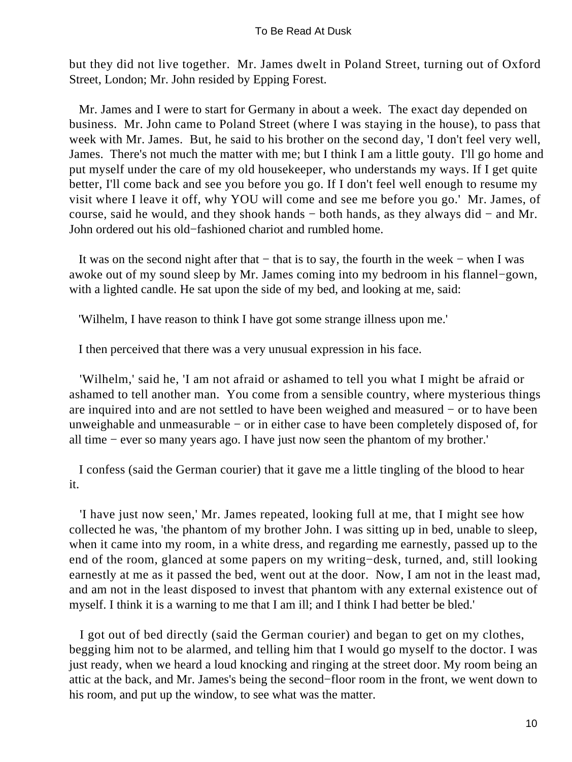but they did not live together. Mr. James dwelt in Poland Street, turning out of Oxford Street, London; Mr. John resided by Epping Forest.

Mr. James and I were to start for Germany in about a week. The exact day depended on business. Mr. John came to Poland Street (where I was staying in the house), to pass that week with Mr. James. But, he said to his brother on the second day, 'I don't feel very well, James. There's not much the matter with me; but I think I am a little gouty. I'll go home and put myself under the care of my old housekeeper, who understands my ways. If I get quite better, I'll come back and see you before you go. If I don't feel well enough to resume my visit where I leave it off, why YOU will come and see me before you go.' Mr. James, of course, said he would, and they shook hands − both hands, as they always did − and Mr. John ordered out his old−fashioned chariot and rumbled home.

It was on the second night after that − that is to say, the fourth in the week − when I was awoke out of my sound sleep by Mr. James coming into my bedroom in his flannel−gown, with a lighted candle. He sat upon the side of my bed, and looking at me, said:

'Wilhelm, I have reason to think I have got some strange illness upon me.'

I then perceived that there was a very unusual expression in his face.

'Wilhelm,' said he, 'I am not afraid or ashamed to tell you what I might be afraid or ashamed to tell another man. You come from a sensible country, where mysterious things are inquired into and are not settled to have been weighed and measured − or to have been unweighable and unmeasurable − or in either case to have been completely disposed of, for all time − ever so many years ago. I have just now seen the phantom of my brother.'

I confess (said the German courier) that it gave me a little tingling of the blood to hear it.

'I have just now seen,' Mr. James repeated, looking full at me, that I might see how collected he was, 'the phantom of my brother John. I was sitting up in bed, unable to sleep, when it came into my room, in a white dress, and regarding me earnestly, passed up to the end of the room, glanced at some papers on my writing−desk, turned, and, still looking earnestly at me as it passed the bed, went out at the door. Now, I am not in the least mad, and am not in the least disposed to invest that phantom with any external existence out of myself. I think it is a warning to me that I am ill; and I think I had better be bled.'

I got out of bed directly (said the German courier) and began to get on my clothes, begging him not to be alarmed, and telling him that I would go myself to the doctor. I was just ready, when we heard a loud knocking and ringing at the street door. My room being an attic at the back, and Mr. James's being the second−floor room in the front, we went down to his room, and put up the window, to see what was the matter.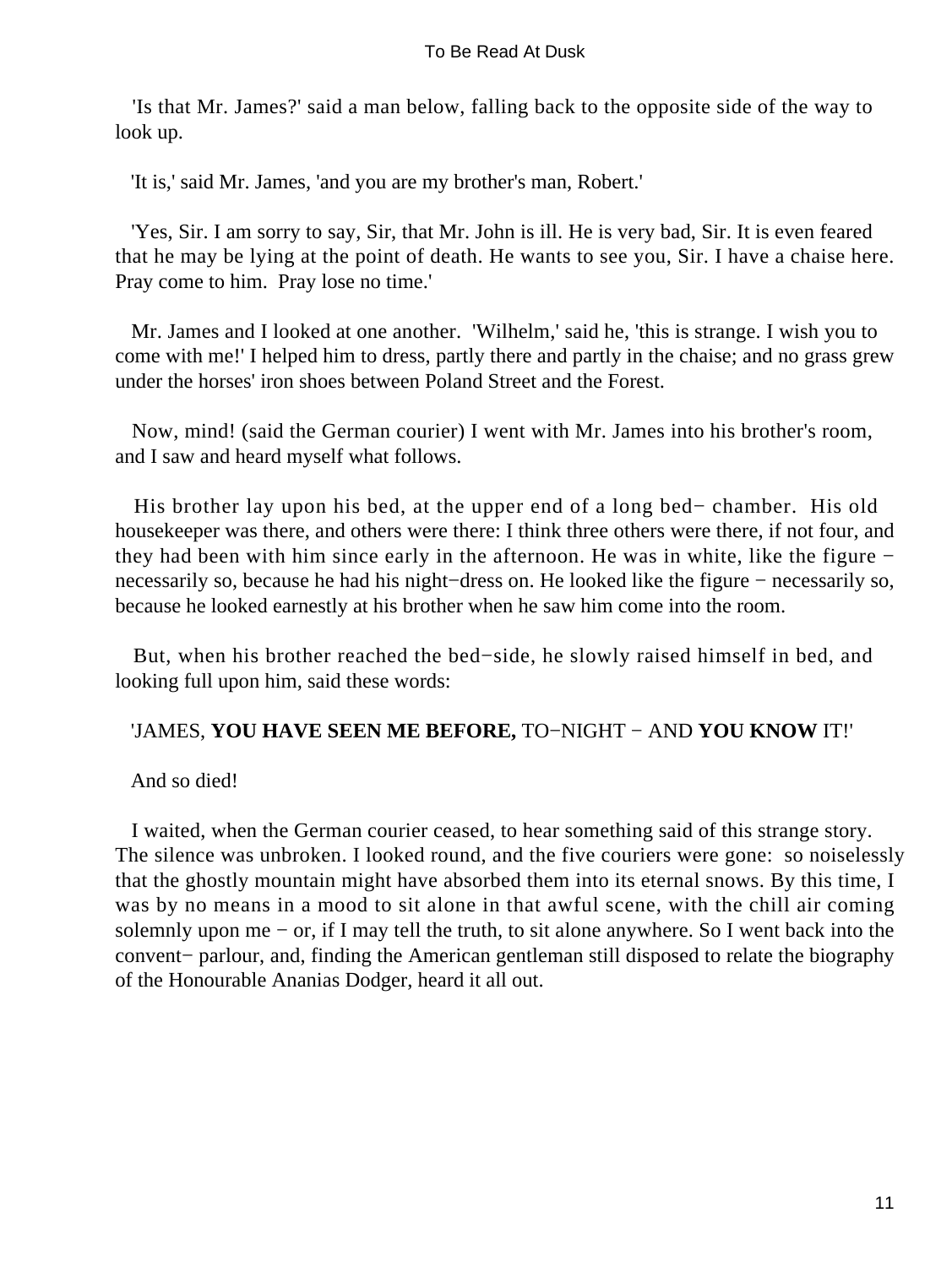'Is that Mr. James?' said a man below, falling back to the opposite side of the way to look up.

'It is,' said Mr. James, 'and you are my brother's man, Robert.'

'Yes, Sir. I am sorry to say, Sir, that Mr. John is ill. He is very bad, Sir. It is even feared that he may be lying at the point of death. He wants to see you, Sir. I have a chaise here. Pray come to him. Pray lose no time.'

Mr. James and I looked at one another. 'Wilhelm,' said he, 'this is strange. I wish you to come with me!' I helped him to dress, partly there and partly in the chaise; and no grass grew under the horses' iron shoes between Poland Street and the Forest.

Now, mind! (said the German courier) I went with Mr. James into his brother's room, and I saw and heard myself what follows.

His brother lay upon his bed, at the upper end of a long bed−chamber. His old housekeeper was there, and others were there: I think three others were there, if not four, and they had been with him since early in the afternoon. He was in white, like the figure − necessarily so, because he had his night−dress on. He looked like the figure − necessarily so, because he looked earnestly at his brother when he saw him come into the room.

But, when his brother reached the bed−side, he slowly raised himself in bed, and looking full upon him, said these words:

'JAMES, **YOU HAVE SEEN ME BEFORE,** TO−NIGHT − AND **YOU KNOW** IT!'

And so died!

I waited, when the German courier ceased, to hear something said of this strange story. The silence was unbroken. I looked round, and the five couriers were gone: so noiselessly that the ghostly mountain might have absorbed them into its eternal snows. By this time, I was by no means in a mood to sit alone in that awful scene, with the chill air coming solemnly upon me − or, if I may tell the truth, to sit alone anywhere. So I went back into the convent− parlour, and, finding the American gentleman still disposed to relate the biography of the Honourable Ananias Dodger, heard it all out.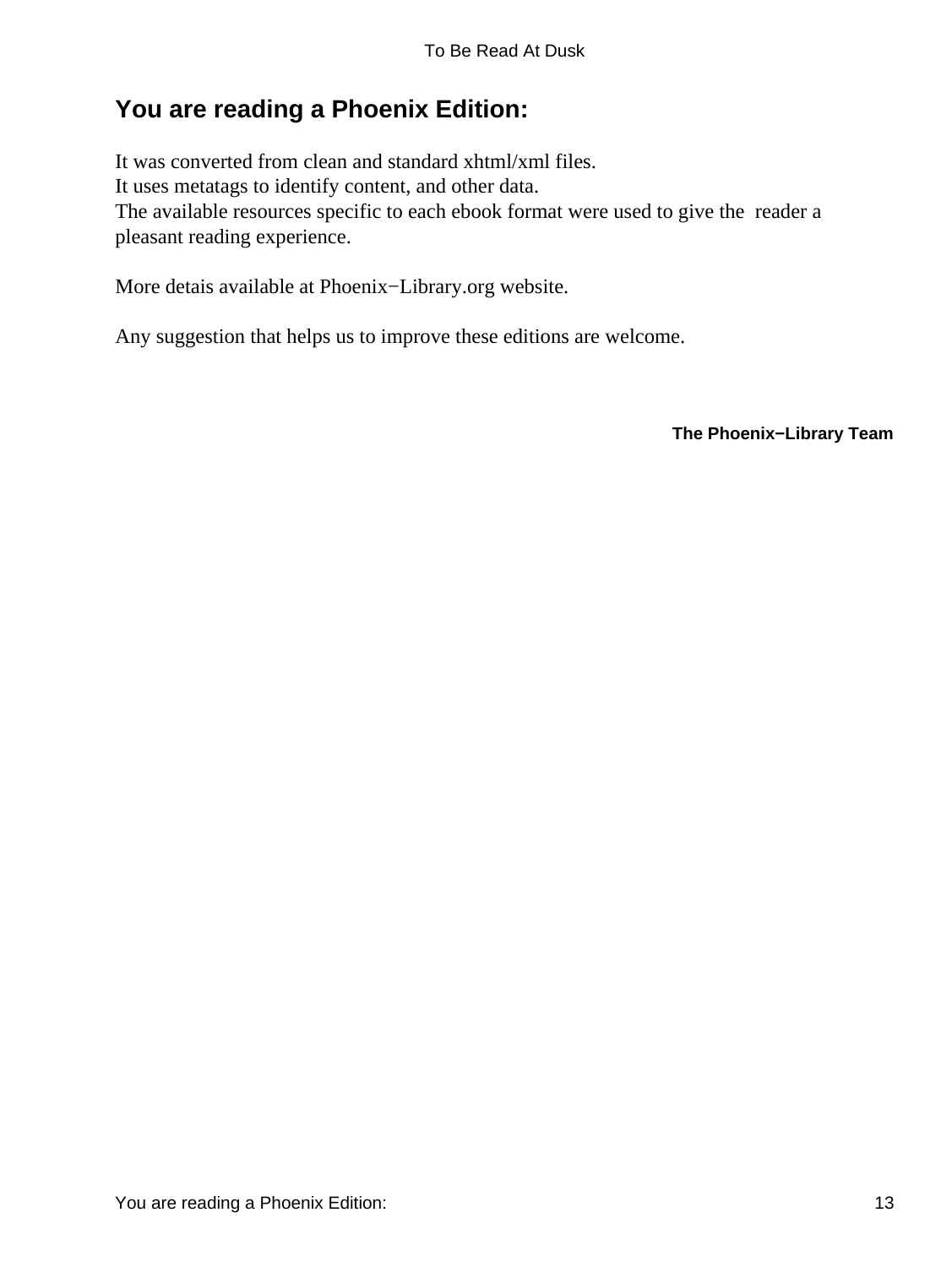## You are reading a Phoenix Edition:

It was converted from clean and standard xhtml/xml files.
It uses metatags to identify content, and other data.
The available resources specific to each ebook format were used to give the reader a pleasant reading experience.

More detais available at Phoenix−Library.org website.

Any suggestion that helps us to improve these editions are welcome.

**The Phoenix−Library Team**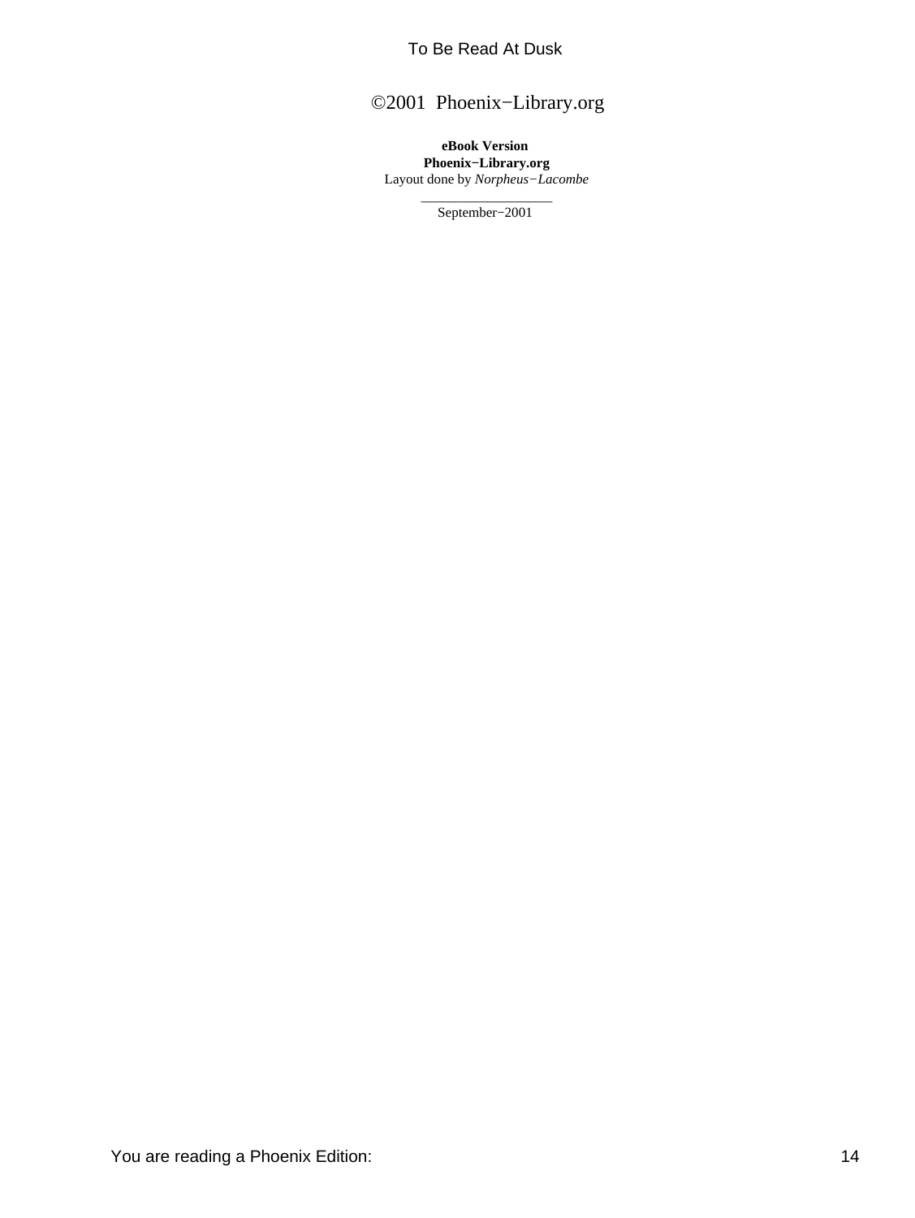©2001 Phoenix−Library.org

**eBook Version**
**Phoenix−Library.org**
Layout done by *Norpheus−Lacombe*

___________________
September−2001